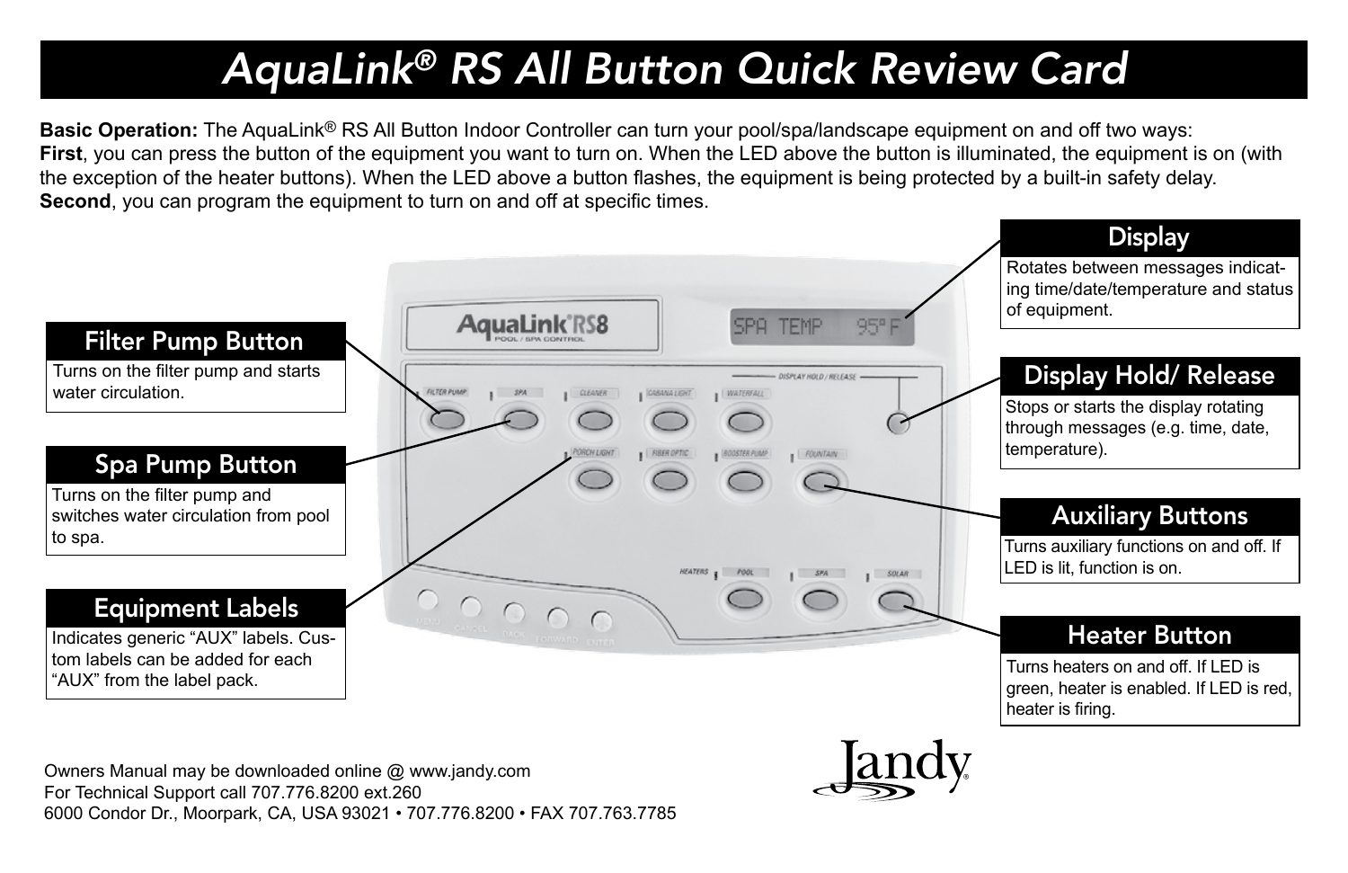# AquaLink® RS All Button Quick Review Card

**Basic Operation:** The AquaLink® RS All Button Indoor Controller can turn your pool/spa/landscape equipment on and off two ways:
**First**, you can press the button of the equipment you want to turn on. When the LED above the button is illuminated, the equipment is on (with the exception of the heater buttons). When the LED above a button flashes, the equipment is being protected by a built-in safety delay.
**Second**, you can program the equipment to turn on and off at specific times.

## Filter Pump Button

Turns on the filter pump and starts water circulation.

## Spa Pump Button

Turns on the filter pump and switches water circulation from pool to spa.

## Equipment Labels

Indicates generic "AUX" labels. Custom labels can be added for each "AUX" from the label pack.

## Display

Rotates between messages indicating time/date/temperature and status of equipment.

## Display Hold/ Release

Stops or starts the display rotating through messages (e.g. time, date, temperature).

## Auxiliary Buttons

Turns auxiliary functions on and off. If LED is lit, function is on.

## Heater Button

Turns heaters on and off. If LED is green, heater is enabled. If LED is red, heater is firing.

Owners Manual may be downloaded online @ www.jandy.com
For Technical Support call 707.776.8200 ext.260
6000 Condor Dr., Moorpark, CA, USA 93021 • 707.776.8200 • FAX 707.763.7785

Jandy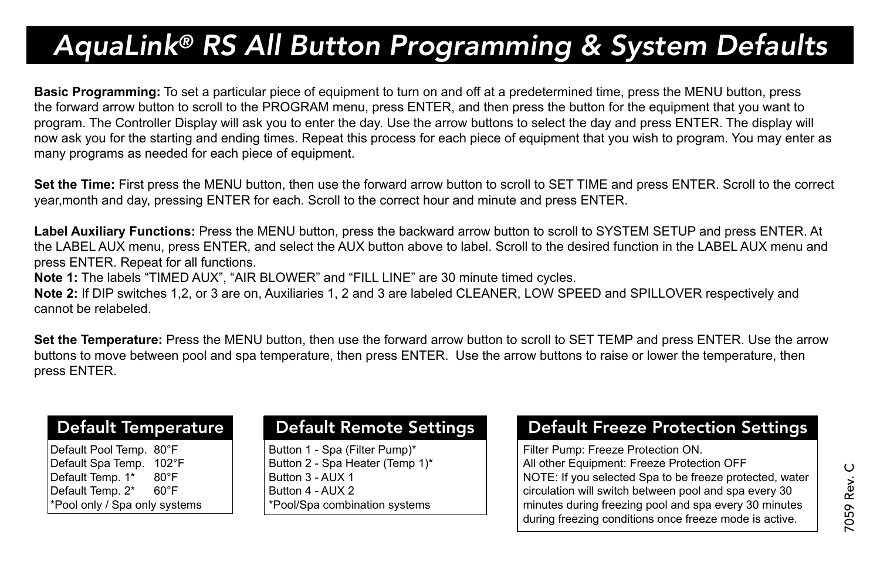# AquaLink® RS All Button Programming & System Defaults

**Basic Programming:** To set a particular piece of equipment to turn on and off at a predetermined time, press the MENU button, press the forward arrow button to scroll to the PROGRAM menu, press ENTER, and then press the button for the equipment that you want to program. The Controller Display will ask you to enter the day. Use the arrow buttons to select the day and press ENTER. The display will now ask you for the starting and ending times. Repeat this process for each piece of equipment that you wish to program. You may enter as many programs as needed for each piece of equipment.

**Set the Time:** First press the MENU button, then use the forward arrow button to scroll to SET TIME and press ENTER. Scroll to the correct year,month and day, pressing ENTER for each. Scroll to the correct hour and minute and press ENTER.

**Label Auxiliary Functions:** Press the MENU button, press the backward arrow button to scroll to SYSTEM SETUP and press ENTER. At the LABEL AUX menu, press ENTER, and select the AUX button above to label. Scroll to the desired function in the LABEL AUX menu and press ENTER. Repeat for all functions.
**Note 1:** The labels "TIMED AUX", "AIR BLOWER" and "FILL LINE" are 30 minute timed cycles.
**Note 2:** If DIP switches 1,2, or 3 are on, Auxiliaries 1, 2 and 3 are labeled CLEANER, LOW SPEED and SPILLOVER respectively and cannot be relabeled.

**Set the Temperature:** Press the MENU button, then use the forward arrow button to scroll to SET TEMP and press ENTER. Use the arrow buttons to move between pool and spa temperature, then press ENTER. Use the arrow buttons to raise or lower the temperature, then press ENTER.

## Default Temperature

| | |
|---|---|
| Default Pool Temp. | 80°F |
| Default Spa Temp. | 102°F |
| Default Temp. 1* | 80°F |
| Default Temp. 2* | 60°F |

*Pool only / Spa only systems

## Default Remote Settings

Button 1 - Spa (Filter Pump)*
Button 2 - Spa Heater (Temp 1)*
Button 3 - AUX 1
Button 4 - AUX 2
*Pool/Spa combination systems

## Default Freeze Protection Settings

Filter Pump: Freeze Protection ON.
All other Equipment: Freeze Protection OFF
NOTE: If you selected Spa to be freeze protected, water circulation will switch between pool and spa every 30 minutes during freezing pool and spa every 30 minutes during freezing conditions once freeze mode is active.

7059 Rev. C